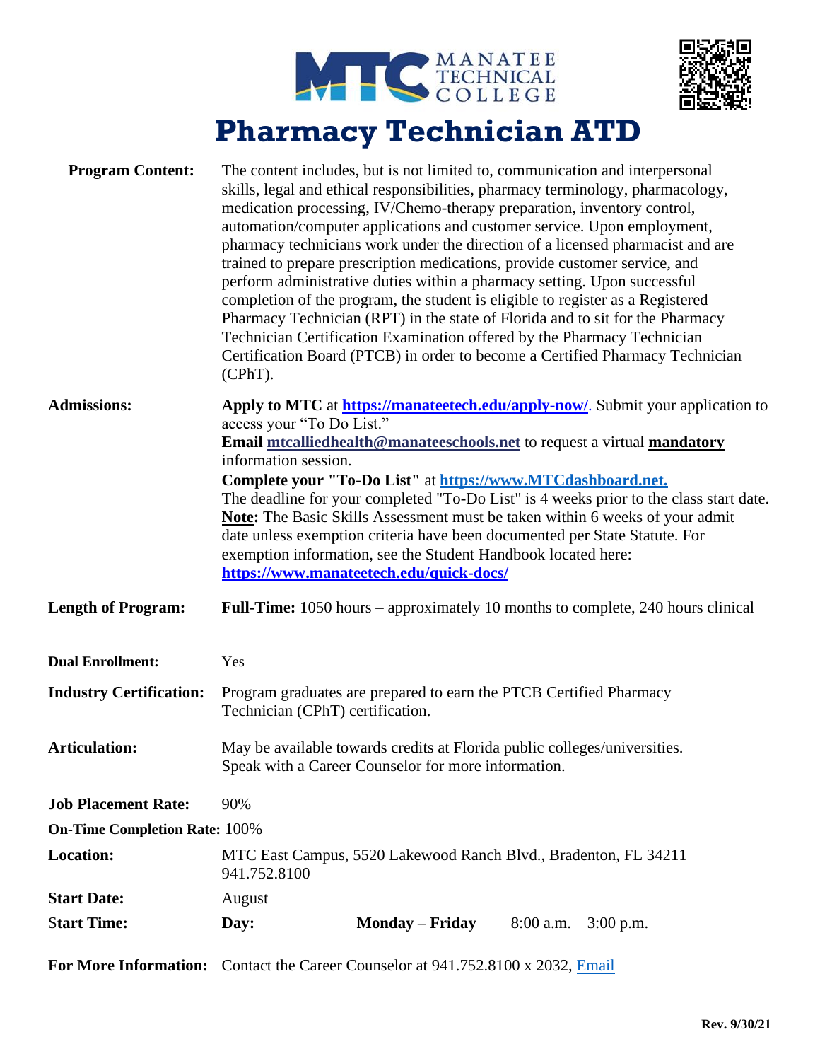MANATEE TECHNICAL COLLEGE

# Pharmacy Technician ATD

**Program Content:** The content includes, but is not limited to, communication and interpersonal skills, legal and ethical responsibilities, pharmacy terminology, pharmacology, medication processing, IV/Chemo-therapy preparation, inventory control, automation/computer applications and customer service. Upon employment, pharmacy technicians work under the direction of a licensed pharmacist and are trained to prepare prescription medications, provide customer service, and perform administrative duties within a pharmacy setting. Upon successful completion of the program, the student is eligible to register as a Registered Pharmacy Technician (RPT) in the state of Florida and to sit for the Pharmacy Technician Certification Examination offered by the Pharmacy Technician Certification Board (PTCB) in order to become a Certified Pharmacy Technician (CPhT).

**Admissions:** **Apply to MTC** at **https://manateetech.edu/apply-now/**. Submit your application to access your "To Do List."
**Email** **mtcalliedhealth@manateeschools.net** to request a virtual **mandatory** information session.
**Complete your "To-Do List"** at **https://www.MTCdashboard.net.**
The deadline for your completed "To-Do List" is 4 weeks prior to the class start date.
**Note:** The Basic Skills Assessment must be taken within 6 weeks of your admit date unless exemption criteria have been documented per State Statute. For exemption information, see the Student Handbook located here: **https://www.manateetech.edu/quick-docs/**

**Length of Program:** **Full-Time:** 1050 hours – approximately 10 months to complete, 240 hours clinical

**Dual Enrollment:** Yes

**Industry Certification:** Program graduates are prepared to earn the PTCB Certified Pharmacy Technician (CPhT) certification.

**Articulation:** May be available towards credits at Florida public colleges/universities. Speak with a Career Counselor for more information.

**Job Placement Rate:** 90%

**On-Time Completion Rate:** 100%

**Location:** MTC East Campus, 5520 Lakewood Ranch Blvd., Bradenton, FL 34211
941.752.8100

**Start Date:** August

**Start Time:** **Day:** **Monday – Friday** 8:00 a.m. – 3:00 p.m.

**For More Information:** Contact the Career Counselor at 941.752.8100 x 2032, Email

**Rev. 9/30/21**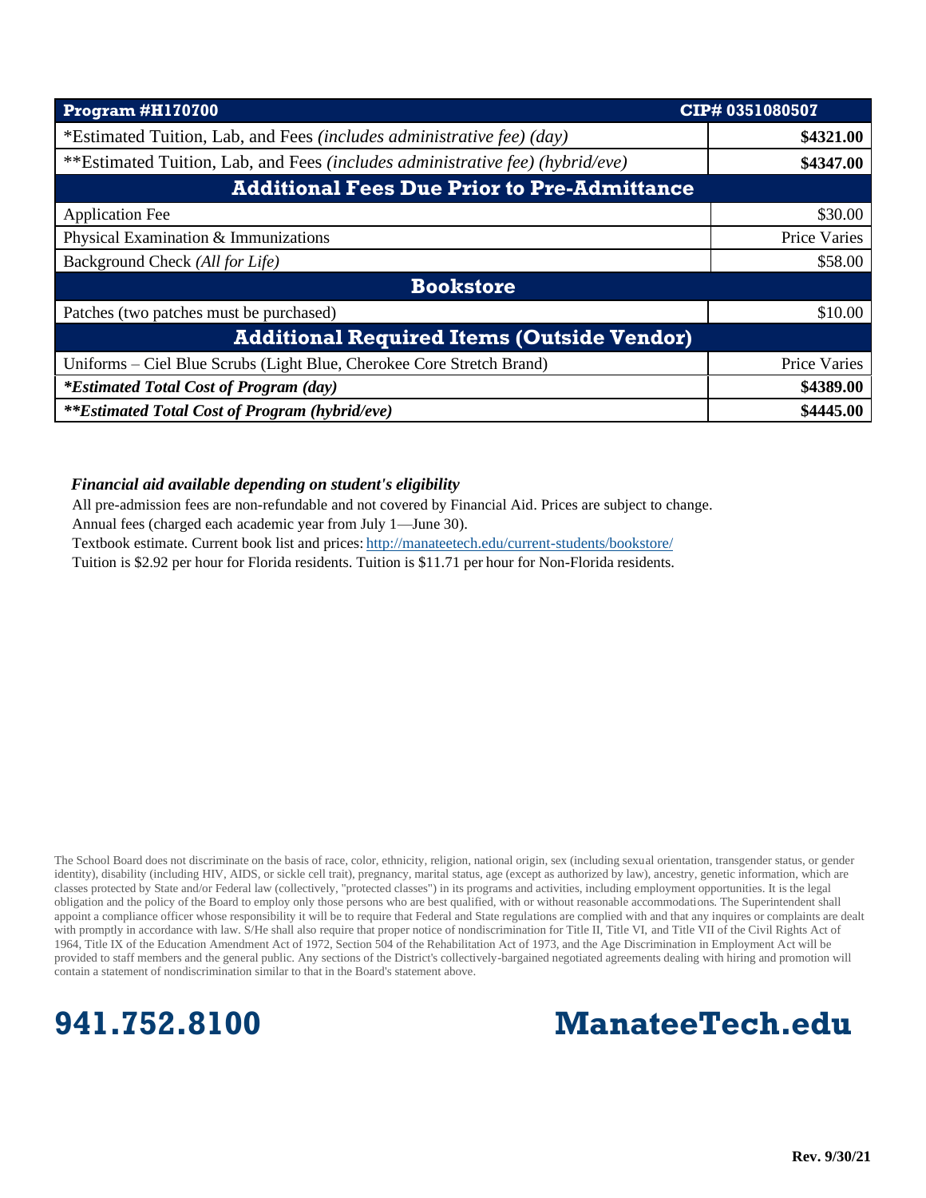| Program #H170700 | CIP# 0351080507 |
| --- | --- |
| *Estimated Tuition, Lab, and Fees *(includes administrative fee) (day)* | **$4321.00** |
| **Estimated Tuition, Lab, and Fees *(includes administrative fee) (hybrid/eve)* | **$4347.00** |
| **Additional Fees Due Prior to Pre-Admittance** | |
| Application Fee | $30.00 |
| Physical Examination & Immunizations | Price Varies |
| Background Check *(All for Life)* | $58.00 |
| **Bookstore** | |
| Patches (two patches must be purchased) | $10.00 |
| **Additional Required Items (Outside Vendor)** | |
| Uniforms – Ciel Blue Scrubs (Light Blue, Cherokee Core Stretch Brand) | Price Varies |
| ***Estimated Total Cost of Program (day)*** | **$4389.00** |
| *****Estimated Total Cost of Program (hybrid/eve)*** | **$4445.00** |

***Financial aid available depending on student's eligibility***

All pre-admission fees are non-refundable and not covered by Financial Aid. Prices are subject to change.
Annual fees (charged each academic year from July 1—June 30).
Textbook estimate. Current book list and prices: http://manateetech.edu/current-students/bookstore/
Tuition is $2.92 per hour for Florida residents. Tuition is $11.71 per hour for Non-Florida residents.

The School Board does not discriminate on the basis of race, color, ethnicity, religion, national origin, sex (including sexual orientation, transgender status, or gender identity), disability (including HIV, AIDS, or sickle cell trait), pregnancy, marital status, age (except as authorized by law), ancestry, genetic information, which are classes protected by State and/or Federal law (collectively, "protected classes") in its programs and activities, including employment opportunities. It is the legal obligation and the policy of the Board to employ only those persons who are best qualified, with or without reasonable accommodations. The Superintendent shall appoint a compliance officer whose responsibility it will be to require that Federal and State regulations are complied with and that any inquires or complaints are dealt with promptly in accordance with law. S/He shall also require that proper notice of nondiscrimination for Title II, Title VI, and Title VII of the Civil Rights Act of 1964, Title IX of the Education Amendment Act of 1972, Section 504 of the Rehabilitation Act of 1973, and the Age Discrimination in Employment Act will be provided to staff members and the general public. Any sections of the District's collectively-bargained negotiated agreements dealing with hiring and promotion will contain a statement of nondiscrimination similar to that in the Board's statement above.

**941.752.8100** **ManateeTech.edu**

**Rev. 9/30/21**